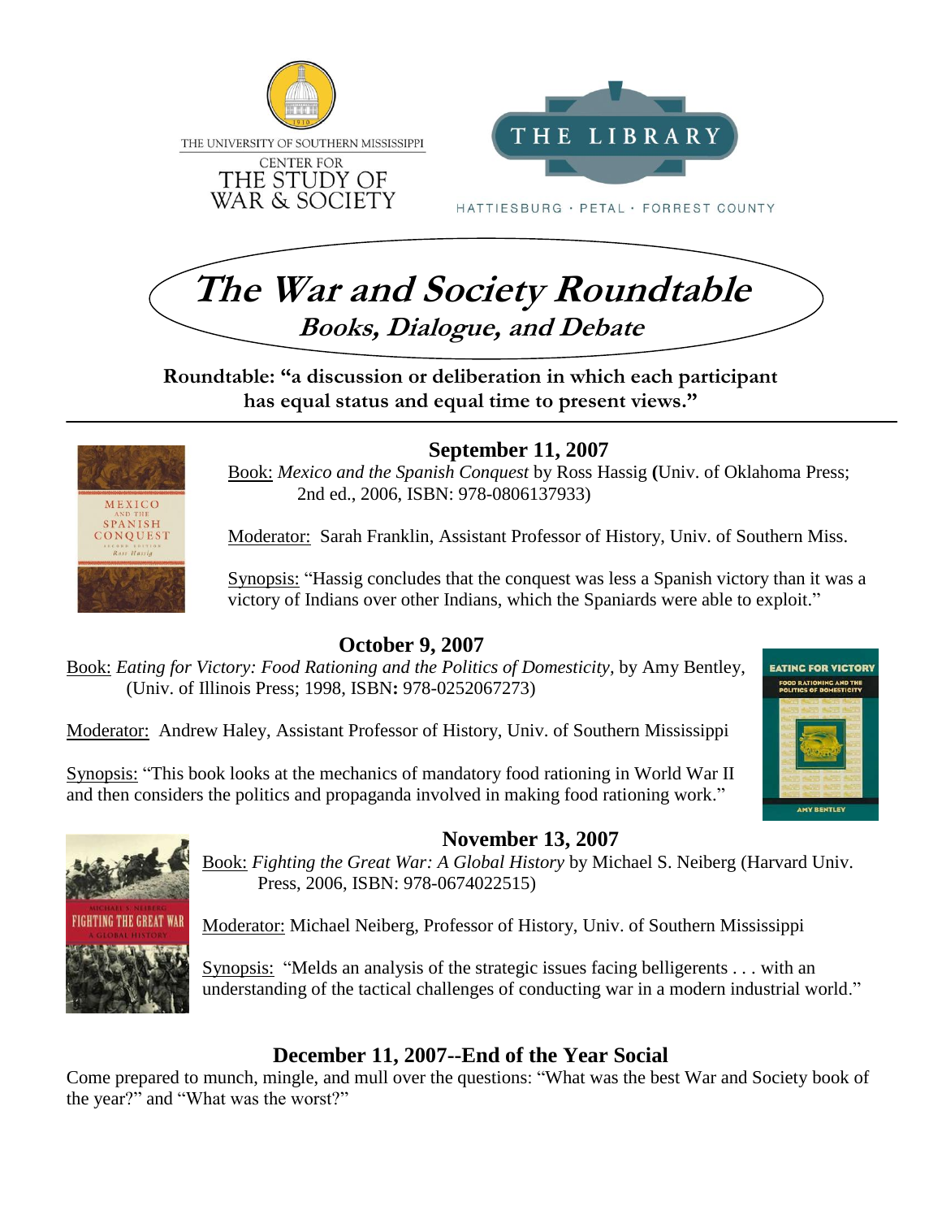THE UNIVERSITY OF SOUTHERN MISSISSIPPI
CENTER FOR
THE STUDY OF
WAR & SOCIETY

THE LIBRARY
HATTIESBURG · PETAL · FORREST COUNTY

# The War and Society Roundtable

## Books, Dialogue, and Debate

**Roundtable: "a discussion or deliberation in which each participant has equal status and equal time to present views."**

---

### September 11, 2007

Book: *Mexico and the Spanish Conquest* by Ross Hassig (Univ. of Oklahoma Press; 2nd ed., 2006, ISBN: 978-0806137933)

Moderator: Sarah Franklin, Assistant Professor of History, Univ. of Southern Miss.

Synopsis: "Hassig concludes that the conquest was less a Spanish victory than it was a victory of Indians over other Indians, which the Spaniards were able to exploit."

### October 9, 2007

Book: *Eating for Victory: Food Rationing and the Politics of Domesticity*, by Amy Bentley, (Univ. of Illinois Press; 1998, ISBN: 978-0252067273)

Moderator: Andrew Haley, Assistant Professor of History, Univ. of Southern Mississippi

Synopsis: "This book looks at the mechanics of mandatory food rationing in World War II and then considers the politics and propaganda involved in making food rationing work."

### November 13, 2007

Book: *Fighting the Great War: A Global History* by Michael S. Neiberg (Harvard Univ. Press, 2006, ISBN: 978-0674022515)

Moderator: Michael Neiberg, Professor of History, Univ. of Southern Mississippi

Synopsis: "Melds an analysis of the strategic issues facing belligerents . . . with an understanding of the tactical challenges of conducting war in a modern industrial world."

### December 11, 2007--End of the Year Social

Come prepared to munch, mingle, and mull over the questions: "What was the best War and Society book of the year?" and "What was the worst?"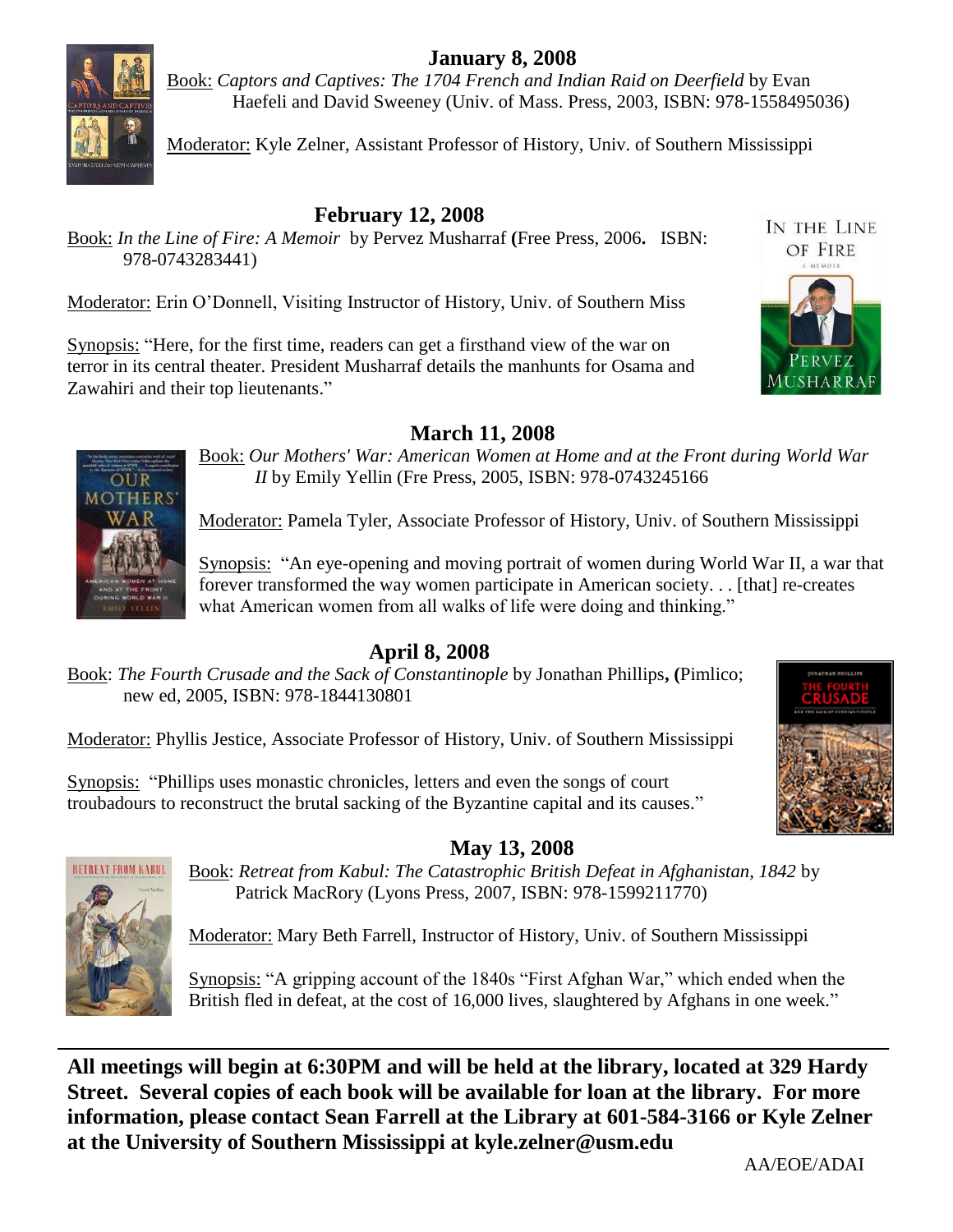## January 8, 2008

Book: *Captors and Captives: The 1704 French and Indian Raid on Deerfield* by Evan Haefeli and David Sweeney (Univ. of Mass. Press, 2003, ISBN: 978-1558495036)

Moderator: Kyle Zelner, Assistant Professor of History, Univ. of Southern Mississippi

## February 12, 2008

Book: *In the Line of Fire: A Memoir* by Pervez Musharraf **(**Free Press, 2006**.** ISBN: 978-0743283441)

Moderator: Erin O'Donnell, Visiting Instructor of History, Univ. of Southern Miss

Synopsis: "Here, for the first time, readers can get a firsthand view of the war on terror in its central theater. President Musharraf details the manhunts for Osama and Zawahiri and their top lieutenants."

## March 11, 2008

Book: *Our Mothers' War: American Women at Home and at the Front during World War II* by Emily Yellin (Fre Press, 2005, ISBN: 978-0743245166

Moderator: Pamela Tyler, Associate Professor of History, Univ. of Southern Mississippi

Synopsis: "An eye-opening and moving portrait of women during World War II, a war that forever transformed the way women participate in American society. . . [that] re-creates what American women from all walks of life were doing and thinking."

## April 8, 2008

Book: *The Fourth Crusade and the Sack of Constantinople* by Jonathan Phillips**, (**Pimlico; new ed, 2005, ISBN: 978-1844130801

Moderator: Phyllis Jestice, Associate Professor of History, Univ. of Southern Mississippi

Synopsis: "Phillips uses monastic chronicles, letters and even the songs of court troubadours to reconstruct the brutal sacking of the Byzantine capital and its causes."

## May 13, 2008

Book: *Retreat from Kabul: The Catastrophic British Defeat in Afghanistan, 1842* by Patrick MacRory (Lyons Press, 2007, ISBN: 978-1599211770)

Moderator: Mary Beth Farrell, Instructor of History, Univ. of Southern Mississippi

Synopsis: "A gripping account of the 1840s "First Afghan War," which ended when the British fled in defeat, at the cost of 16,000 lives, slaughtered by Afghans in one week."

---

**All meetings will begin at 6:30PM and will be held at the library, located at 329 Hardy Street. Several copies of each book will be available for loan at the library. For more information, please contact Sean Farrell at the Library at 601-584-3166 or Kyle Zelner at the University of Southern Mississippi at kyle.zelner@usm.edu**

AA/EOE/ADAI